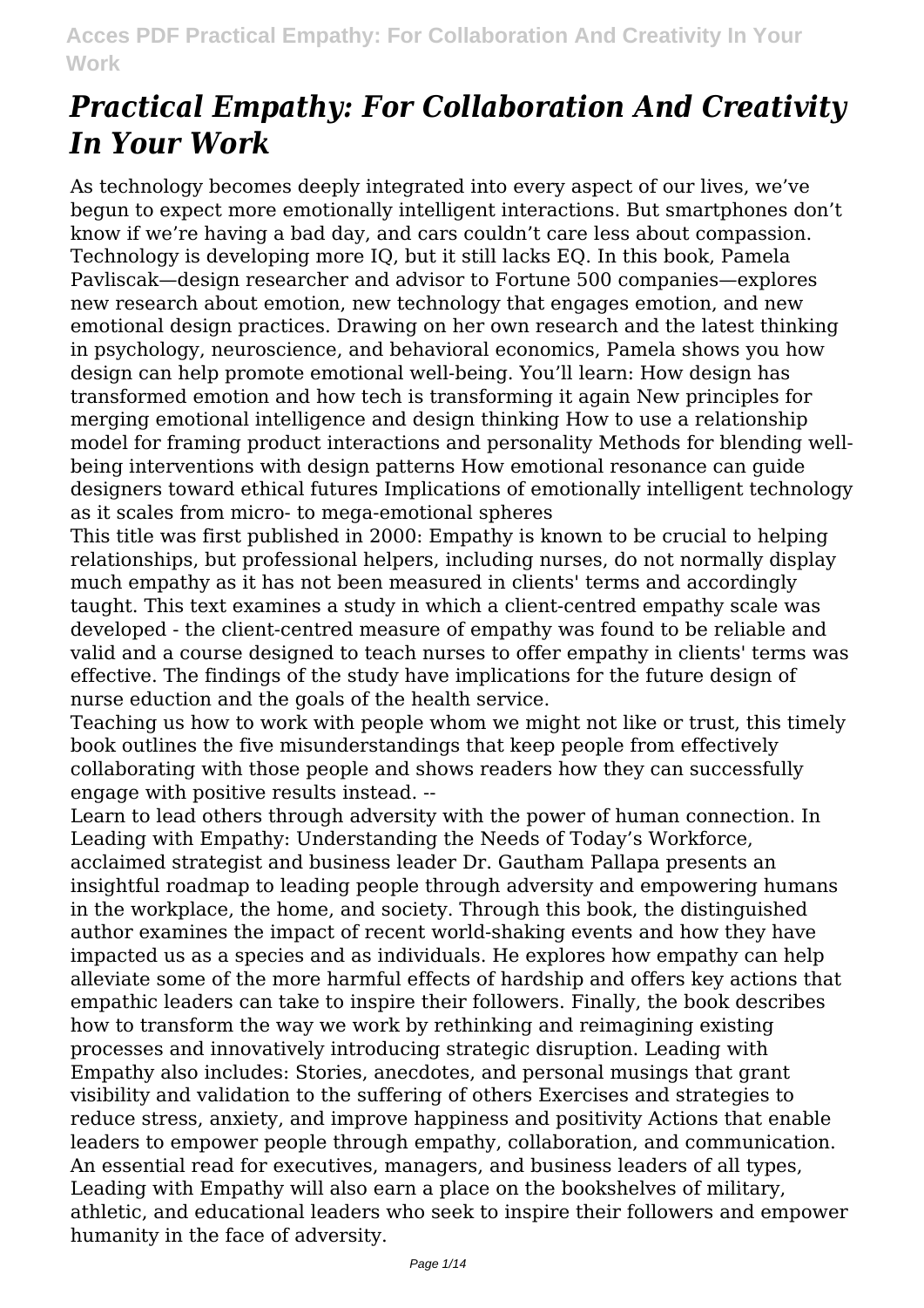# *Practical Empathy: For Collaboration And Creativity In Your Work*

As technology becomes deeply integrated into every aspect of our lives, we've begun to expect more emotionally intelligent interactions. But smartphones don't know if we're having a bad day, and cars couldn't care less about compassion. Technology is developing more IQ, but it still lacks EQ. In this book, Pamela Pavliscak—design researcher and advisor to Fortune 500 companies—explores new research about emotion, new technology that engages emotion, and new emotional design practices. Drawing on her own research and the latest thinking in psychology, neuroscience, and behavioral economics, Pamela shows you how design can help promote emotional well-being. You'll learn: How design has transformed emotion and how tech is transforming it again New principles for merging emotional intelligence and design thinking How to use a relationship model for framing product interactions and personality Methods for blending well-being interventions with design patterns How emotional resonance can guide designers toward ethical futures Implications of emotionally intelligent technology as it scales from micro- to mega-emotional spheres

This title was first published in 2000: Empathy is known to be crucial to helping relationships, but professional helpers, including nurses, do not normally display much empathy as it has not been measured in clients' terms and accordingly taught. This text examines a study in which a client-centred empathy scale was developed - the client-centred measure of empathy was found to be reliable and valid and a course designed to teach nurses to offer empathy in clients' terms was effective. The findings of the study have implications for the future design of nurse eduction and the goals of the health service.

Teaching us how to work with people whom we might not like or trust, this timely book outlines the five misunderstandings that keep people from effectively collaborating with those people and shows readers how they can successfully engage with positive results instead. --

Learn to lead others through adversity with the power of human connection. In Leading with Empathy: Understanding the Needs of Today's Workforce, acclaimed strategist and business leader Dr. Gautham Pallapa presents an insightful roadmap to leading people through adversity and empowering humans in the workplace, the home, and society. Through this book, the distinguished author examines the impact of recent world-shaking events and how they have impacted us as a species and as individuals. He explores how empathy can help alleviate some of the more harmful effects of hardship and offers key actions that empathic leaders can take to inspire their followers. Finally, the book describes how to transform the way we work by rethinking and reimagining existing processes and innovatively introducing strategic disruption. Leading with Empathy also includes: Stories, anecdotes, and personal musings that grant visibility and validation to the suffering of others Exercises and strategies to reduce stress, anxiety, and improve happiness and positivity Actions that enable leaders to empower people through empathy, collaboration, and communication. An essential read for executives, managers, and business leaders of all types, Leading with Empathy will also earn a place on the bookshelves of military, athletic, and educational leaders who seek to inspire their followers and empower humanity in the face of adversity.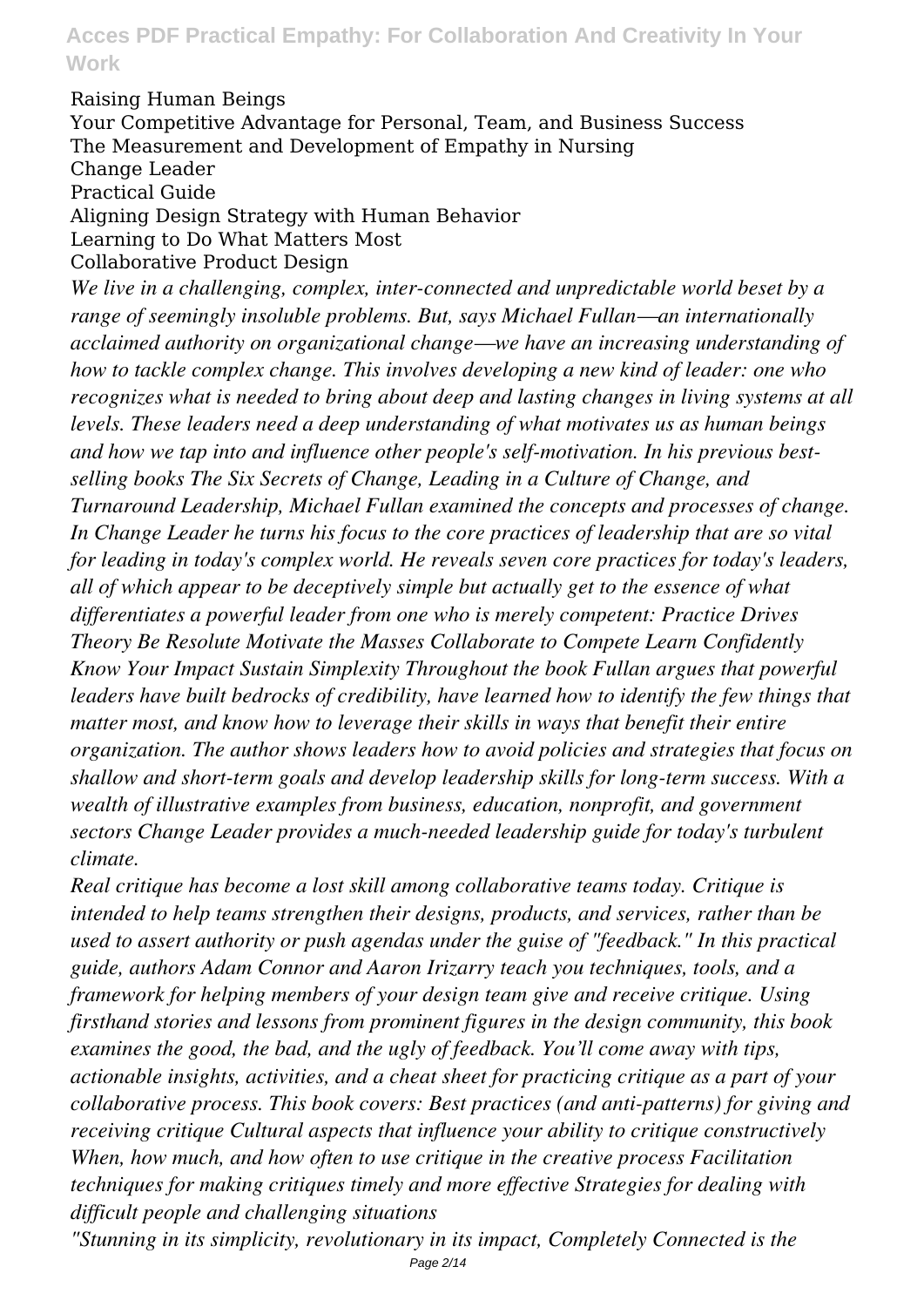Raising Human Beings
Your Competitive Advantage for Personal, Team, and Business Success
The Measurement and Development of Empathy in Nursing
Change Leader
Practical Guide
Aligning Design Strategy with Human Behavior
Learning to Do What Matters Most
Collaborative Product Design

*We live in a challenging, complex, inter-connected and unpredictable world beset by a range of seemingly insoluble problems. But, says Michael Fullan—an internationally acclaimed authority on organizational change—we have an increasing understanding of how to tackle complex change. This involves developing a new kind of leader: one who recognizes what is needed to bring about deep and lasting changes in living systems at all levels. These leaders need a deep understanding of what motivates us as human beings and how we tap into and influence other people's self-motivation. In his previous best-selling books The Six Secrets of Change, Leading in a Culture of Change, and Turnaround Leadership, Michael Fullan examined the concepts and processes of change. In Change Leader he turns his focus to the core practices of leadership that are so vital for leading in today's complex world. He reveals seven core practices for today's leaders, all of which appear to be deceptively simple but actually get to the essence of what differentiates a powerful leader from one who is merely competent: Practice Drives Theory Be Resolute Motivate the Masses Collaborate to Compete Learn Confidently Know Your Impact Sustain Simplexity Throughout the book Fullan argues that powerful leaders have built bedrocks of credibility, have learned how to identify the few things that matter most, and know how to leverage their skills in ways that benefit their entire organization. The author shows leaders how to avoid policies and strategies that focus on shallow and short-term goals and develop leadership skills for long-term success. With a wealth of illustrative examples from business, education, nonprofit, and government sectors Change Leader provides a much-needed leadership guide for today's turbulent climate.*

*Real critique has become a lost skill among collaborative teams today. Critique is intended to help teams strengthen their designs, products, and services, rather than be used to assert authority or push agendas under the guise of "feedback." In this practical guide, authors Adam Connor and Aaron Irizarry teach you techniques, tools, and a framework for helping members of your design team give and receive critique. Using firsthand stories and lessons from prominent figures in the design community, this book examines the good, the bad, and the ugly of feedback. You'll come away with tips, actionable insights, activities, and a cheat sheet for practicing critique as a part of your collaborative process. This book covers: Best practices (and anti-patterns) for giving and receiving critique Cultural aspects that influence your ability to critique constructively When, how much, and how often to use critique in the creative process Facilitation techniques for making critiques timely and more effective Strategies for dealing with difficult people and challenging situations*

*"Stunning in its simplicity, revolutionary in its impact, Completely Connected is the*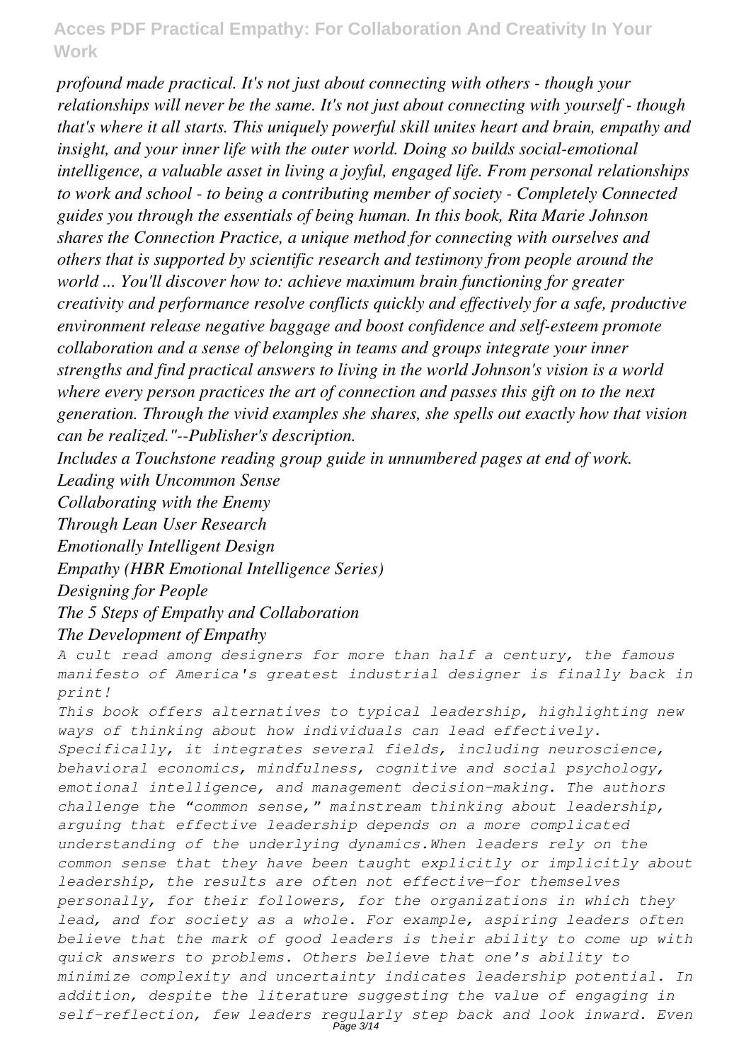*profound made practical. It's not just about connecting with others - though your relationships will never be the same. It's not just about connecting with yourself - though that's where it all starts. This uniquely powerful skill unites heart and brain, empathy and insight, and your inner life with the outer world. Doing so builds social-emotional intelligence, a valuable asset in living a joyful, engaged life. From personal relationships to work and school - to being a contributing member of society - Completely Connected guides you through the essentials of being human. In this book, Rita Marie Johnson shares the Connection Practice, a unique method for connecting with ourselves and others that is supported by scientific research and testimony from people around the world ... You'll discover how to: achieve maximum brain functioning for greater creativity and performance resolve conflicts quickly and effectively for a safe, productive environment release negative baggage and boost confidence and self-esteem promote collaboration and a sense of belonging in teams and groups integrate your inner strengths and find practical answers to living in the world Johnson's vision is a world where every person practices the art of connection and passes this gift on to the next generation. Through the vivid examples she shares, she spells out exactly how that vision can be realized."--Publisher's description.*

*Includes a Touchstone reading group guide in unnumbered pages at end of work.*

*Leading with Uncommon Sense*

*Collaborating with the Enemy*

*Through Lean User Research*

*Emotionally Intelligent Design*

*Empathy (HBR Emotional Intelligence Series)*

*Designing for People*

*The 5 Steps of Empathy and Collaboration*

*The Development of Empathy*

*A cult read among designers for more than half a century, the famous manifesto of America's greatest industrial designer is finally back in print!*

*This book offers alternatives to typical leadership, highlighting new ways of thinking about how individuals can lead effectively. Specifically, it integrates several fields, including neuroscience, behavioral economics, mindfulness, cognitive and social psychology, emotional intelligence, and management decision-making. The authors challenge the "common sense," mainstream thinking about leadership, arguing that effective leadership depends on a more complicated understanding of the underlying dynamics.When leaders rely on the common sense that they have been taught explicitly or implicitly about leadership, the results are often not effective—for themselves personally, for their followers, for the organizations in which they lead, and for society as a whole. For example, aspiring leaders often believe that the mark of good leaders is their ability to come up with quick answers to problems. Others believe that one's ability to minimize complexity and uncertainty indicates leadership potential. In addition, despite the literature suggesting the value of engaging in self-reflection, few leaders regularly step back and look inward. Even*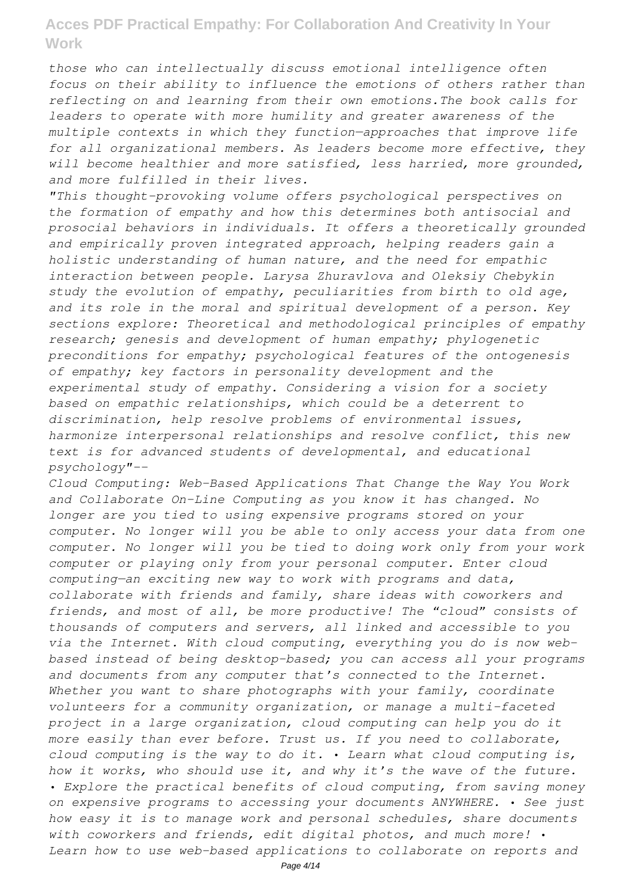*those who can intellectually discuss emotional intelligence often focus on their ability to influence the emotions of others rather than reflecting on and learning from their own emotions.The book calls for leaders to operate with more humility and greater awareness of the multiple contexts in which they function—approaches that improve life for all organizational members. As leaders become more effective, they will become healthier and more satisfied, less harried, more grounded, and more fulfilled in their lives.*

*"This thought-provoking volume offers psychological perspectives on the formation of empathy and how this determines both antisocial and prosocial behaviors in individuals. It offers a theoretically grounded and empirically proven integrated approach, helping readers gain a holistic understanding of human nature, and the need for empathic interaction between people. Larysa Zhuravlova and Oleksiy Chebykin study the evolution of empathy, peculiarities from birth to old age, and its role in the moral and spiritual development of a person. Key sections explore: Theoretical and methodological principles of empathy research; genesis and development of human empathy; phylogenetic preconditions for empathy; psychological features of the ontogenesis of empathy; key factors in personality development and the experimental study of empathy. Considering a vision for a society based on empathic relationships, which could be a deterrent to discrimination, help resolve problems of environmental issues, harmonize interpersonal relationships and resolve conflict, this new text is for advanced students of developmental, and educational psychology"--*

*Cloud Computing: Web-Based Applications That Change the Way You Work and Collaborate On-Line Computing as you know it has changed. No longer are you tied to using expensive programs stored on your computer. No longer will you be able to only access your data from one computer. No longer will you be tied to doing work only from your work computer or playing only from your personal computer. Enter cloud computing—an exciting new way to work with programs and data, collaborate with friends and family, share ideas with coworkers and friends, and most of all, be more productive! The "cloud" consists of thousands of computers and servers, all linked and accessible to you via the Internet. With cloud computing, everything you do is now web-based instead of being desktop-based; you can access all your programs and documents from any computer that's connected to the Internet. Whether you want to share photographs with your family, coordinate volunteers for a community organization, or manage a multi-faceted project in a large organization, cloud computing can help you do it more easily than ever before. Trust us. If you need to collaborate, cloud computing is the way to do it. • Learn what cloud computing is, how it works, who should use it, and why it's the wave of the future. • Explore the practical benefits of cloud computing, from saving money on expensive programs to accessing your documents ANYWHERE. • See just how easy it is to manage work and personal schedules, share documents with coworkers and friends, edit digital photos, and much more! • Learn how to use web-based applications to collaborate on reports and*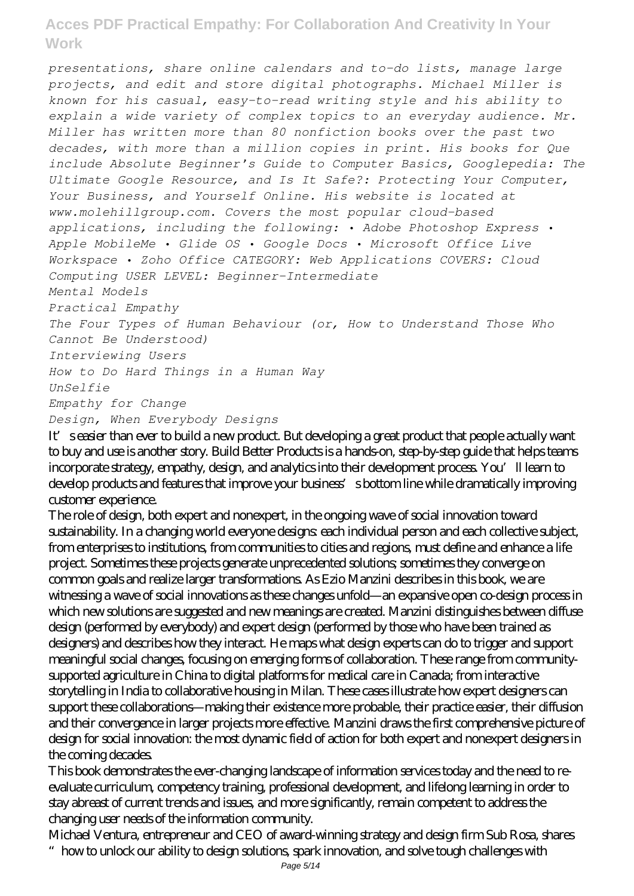*presentations, share online calendars and to-do lists, manage large projects, and edit and store digital photographs. Michael Miller is known for his casual, easy-to-read writing style and his ability to explain a wide variety of complex topics to an everyday audience. Mr. Miller has written more than 80 nonfiction books over the past two decades, with more than a million copies in print. His books for Que include Absolute Beginner's Guide to Computer Basics, Googlepedia: The Ultimate Google Resource, and Is It Safe?: Protecting Your Computer, Your Business, and Yourself Online. His website is located at www.molehillgroup.com. Covers the most popular cloud-based applications, including the following: • Adobe Photoshop Express • Apple MobileMe • Glide OS • Google Docs • Microsoft Office Live Workspace • Zoho Office CATEGORY: Web Applications COVERS: Cloud Computing USER LEVEL: Beginner-Intermediate*

*Mental Models*

*Practical Empathy*

*The Four Types of Human Behaviour (or, How to Understand Those Who Cannot Be Understood)*

*Interviewing Users*

*How to Do Hard Things in a Human Way*

*UnSelfie*

*Empathy for Change*

*Design, When Everybody Designs*

It's easier than ever to build a new product. But developing a great product that people actually want to buy and use is another story. Build Better Products is a hands-on, step-by-step guide that helps teams incorporate strategy, empathy, design, and analytics into their development process. You'll learn to develop products and features that improve your business's bottom line while dramatically improving customer experience.

The role of design, both expert and nonexpert, in the ongoing wave of social innovation toward sustainability. In a changing world everyone designs: each individual person and each collective subject, from enterprises to institutions, from communities to cities and regions, must define and enhance a life project. Sometimes these projects generate unprecedented solutions; sometimes they converge on common goals and realize larger transformations. As Ezio Manzini describes in this book, we are witnessing a wave of social innovations as these changes unfold—an expansive open co-design process in which new solutions are suggested and new meanings are created. Manzini distinguishes between diffuse design (performed by everybody) and expert design (performed by those who have been trained as designers) and describes how they interact. He maps what design experts can do to trigger and support meaningful social changes, focusing on emerging forms of collaboration. These range from community-supported agriculture in China to digital platforms for medical care in Canada; from interactive storytelling in India to collaborative housing in Milan. These cases illustrate how expert designers can support these collaborations—making their existence more probable, their practice easier, their diffusion and their convergence in larger projects more effective. Manzini draws the first comprehensive picture of design for social innovation: the most dynamic field of action for both expert and nonexpert designers in the coming decades.

This book demonstrates the ever-changing landscape of information services today and the need to re-evaluate curriculum, competency training, professional development, and lifelong learning in order to stay abreast of current trends and issues, and more significantly, remain competent to address the changing user needs of the information community.

Michael Ventura, entrepreneur and CEO of award-winning strategy and design firm Sub Rosa, shares "how to unlock our ability to design solutions, spark innovation, and solve tough challenges with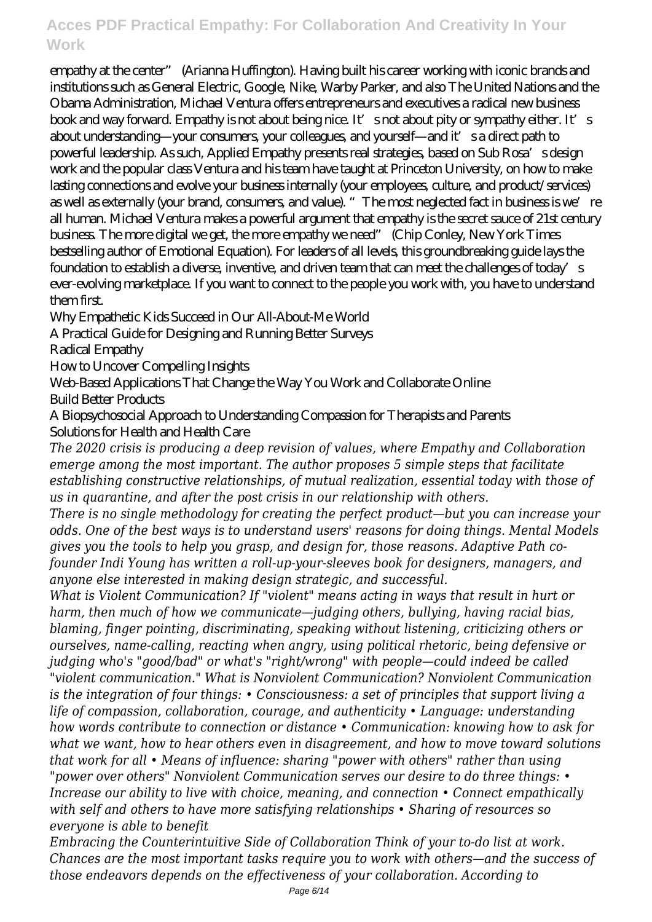empathy at the center" (Arianna Huffington). Having built his career working with iconic brands and institutions such as General Electric, Google, Nike, Warby Parker, and also The United Nations and the Obama Administration, Michael Ventura offers entrepreneurs and executives a radical new business book and way forward. Empathy is not about being nice. It's not about pity or sympathy either. It's about understanding—your consumers, your colleagues, and yourself—and it's a direct path to powerful leadership. As such, Applied Empathy presents real strategies, based on Sub Rosa's design work and the popular class Ventura and his team have taught at Princeton University, on how to make lasting connections and evolve your business internally (your employees, culture, and product/services) as well as externally (your brand, consumers, and value). "The most neglected fact in business is we're all human. Michael Ventura makes a powerful argument that empathy is the secret sauce of 21st century business. The more digital we get, the more empathy we need" (Chip Conley, New York Times bestselling author of Emotional Equation). For leaders of all levels, this groundbreaking guide lays the foundation to establish a diverse, inventive, and driven team that can meet the challenges of today's ever-evolving marketplace. If you want to connect to the people you work with, you have to understand them first.

Why Empathetic Kids Succeed in Our All-About-Me World

A Practical Guide for Designing and Running Better Surveys

Radical Empathy

How to Uncover Compelling Insights

Web-Based Applications That Change the Way You Work and Collaborate Online

Build Better Products

A Biopsychosocial Approach to Understanding Compassion for Therapists and Parents

Solutions for Health and Health Care

*The 2020 crisis is producing a deep revision of values, where Empathy and Collaboration emerge among the most important. The author proposes 5 simple steps that facilitate establishing constructive relationships, of mutual realization, essential today with those of us in quarantine, and after the post crisis in our relationship with others.*

*There is no single methodology for creating the perfect product—but you can increase your odds. One of the best ways is to understand users' reasons for doing things. Mental Models gives you the tools to help you grasp, and design for, those reasons. Adaptive Path co-founder Indi Young has written a roll-up-your-sleeves book for designers, managers, and anyone else interested in making design strategic, and successful.*

*What is Violent Communication? If "violent" means acting in ways that result in hurt or harm, then much of how we communicate—judging others, bullying, having racial bias, blaming, finger pointing, discriminating, speaking without listening, criticizing others or ourselves, name-calling, reacting when angry, using political rhetoric, being defensive or judging who's "good/bad" or what's "right/wrong" with people—could indeed be called "violent communication." What is Nonviolent Communication? Nonviolent Communication is the integration of four things: • Consciousness: a set of principles that support living a life of compassion, collaboration, courage, and authenticity • Language: understanding how words contribute to connection or distance • Communication: knowing how to ask for what we want, how to hear others even in disagreement, and how to move toward solutions that work for all • Means of influence: sharing "power with others" rather than using "power over others" Nonviolent Communication serves our desire to do three things: • Increase our ability to live with choice, meaning, and connection • Connect empathically with self and others to have more satisfying relationships • Sharing of resources so everyone is able to benefit*

*Embracing the Counterintuitive Side of Collaboration Think of your to-do list at work. Chances are the most important tasks require you to work with others—and the success of those endeavors depends on the effectiveness of your collaboration. According to*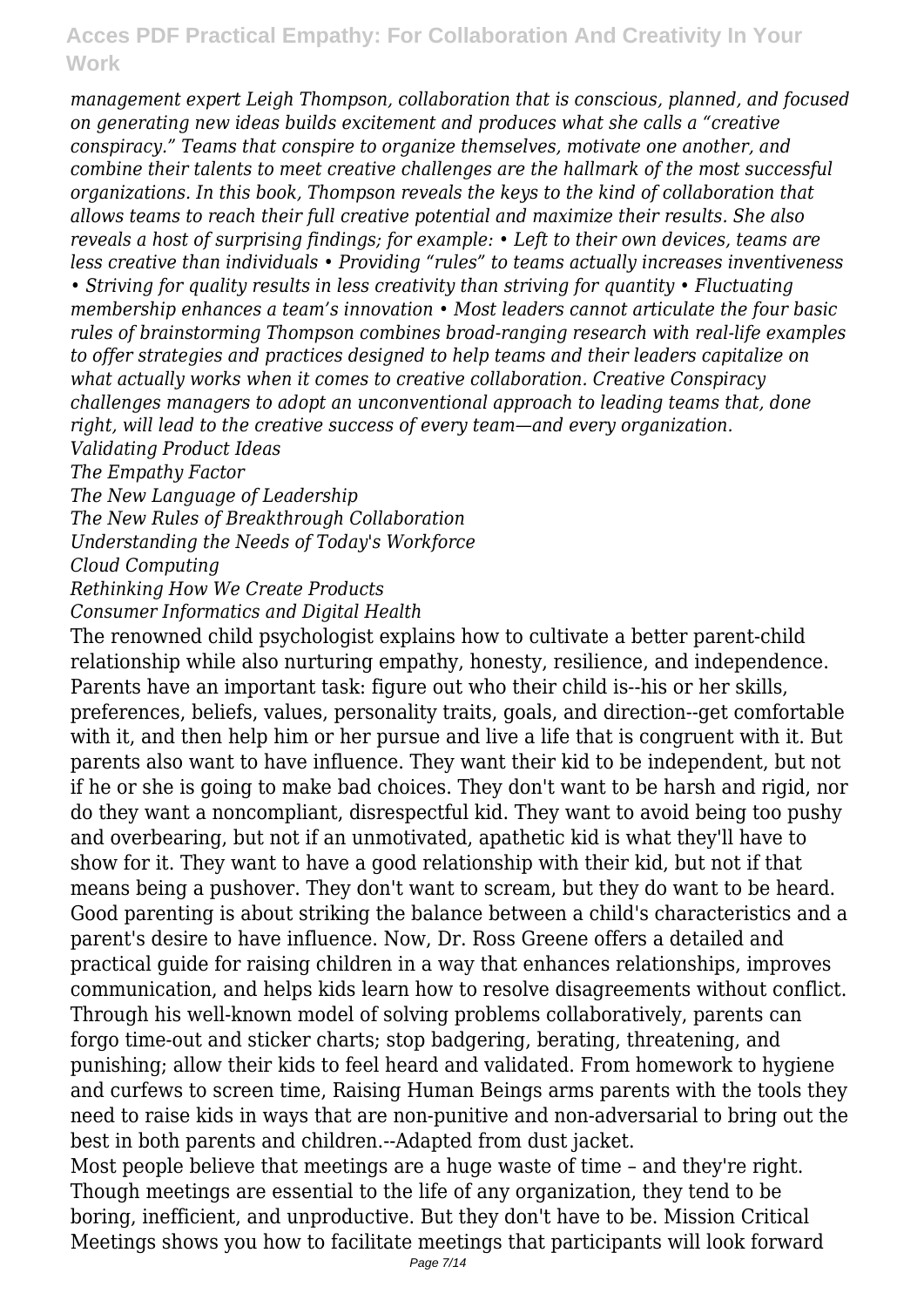*management expert Leigh Thompson, collaboration that is conscious, planned, and focused on generating new ideas builds excitement and produces what she calls a "creative conspiracy." Teams that conspire to organize themselves, motivate one another, and combine their talents to meet creative challenges are the hallmark of the most successful organizations. In this book, Thompson reveals the keys to the kind of collaboration that allows teams to reach their full creative potential and maximize their results. She also reveals a host of surprising findings; for example: • Left to their own devices, teams are less creative than individuals • Providing "rules" to teams actually increases inventiveness • Striving for quality results in less creativity than striving for quantity • Fluctuating membership enhances a team's innovation • Most leaders cannot articulate the four basic rules of brainstorming Thompson combines broad-ranging research with real-life examples to offer strategies and practices designed to help teams and their leaders capitalize on what actually works when it comes to creative collaboration. Creative Conspiracy challenges managers to adopt an unconventional approach to leading teams that, done right, will lead to the creative success of every team—and every organization.*

*Validating Product Ideas*

*The Empathy Factor*

*The New Language of Leadership*

*The New Rules of Breakthrough Collaboration*

*Understanding the Needs of Today's Workforce*

*Cloud Computing*

*Rethinking How We Create Products*

*Consumer Informatics and Digital Health*

The renowned child psychologist explains how to cultivate a better parent-child relationship while also nurturing empathy, honesty, resilience, and independence. Parents have an important task: figure out who their child is--his or her skills, preferences, beliefs, values, personality traits, goals, and direction--get comfortable with it, and then help him or her pursue and live a life that is congruent with it. But parents also want to have influence. They want their kid to be independent, but not if he or she is going to make bad choices. They don't want to be harsh and rigid, nor do they want a noncompliant, disrespectful kid. They want to avoid being too pushy and overbearing, but not if an unmotivated, apathetic kid is what they'll have to show for it. They want to have a good relationship with their kid, but not if that means being a pushover. They don't want to scream, but they do want to be heard. Good parenting is about striking the balance between a child's characteristics and a parent's desire to have influence. Now, Dr. Ross Greene offers a detailed and practical guide for raising children in a way that enhances relationships, improves communication, and helps kids learn how to resolve disagreements without conflict. Through his well-known model of solving problems collaboratively, parents can forgo time-out and sticker charts; stop badgering, berating, threatening, and punishing; allow their kids to feel heard and validated. From homework to hygiene and curfews to screen time, Raising Human Beings arms parents with the tools they need to raise kids in ways that are non-punitive and non-adversarial to bring out the best in both parents and children.--Adapted from dust jacket.

Most people believe that meetings are a huge waste of time – and they're right. Though meetings are essential to the life of any organization, they tend to be boring, inefficient, and unproductive. But they don't have to be. Mission Critical Meetings shows you how to facilitate meetings that participants will look forward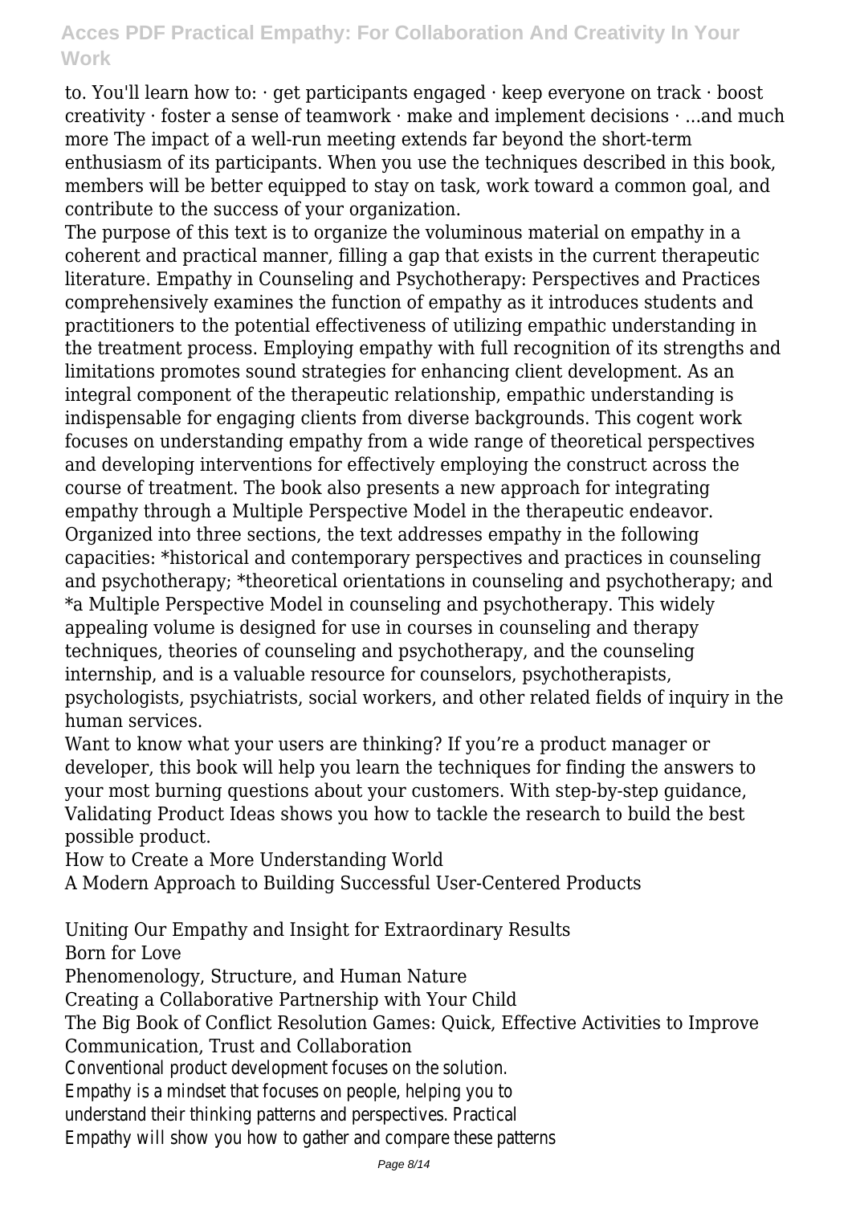to. You'll learn how to: · get participants engaged · keep everyone on track · boost creativity · foster a sense of teamwork · make and implement decisions · ...and much more The impact of a well-run meeting extends far beyond the short-term enthusiasm of its participants. When you use the techniques described in this book, members will be better equipped to stay on task, work toward a common goal, and contribute to the success of your organization.

The purpose of this text is to organize the voluminous material on empathy in a coherent and practical manner, filling a gap that exists in the current therapeutic literature. Empathy in Counseling and Psychotherapy: Perspectives and Practices comprehensively examines the function of empathy as it introduces students and practitioners to the potential effectiveness of utilizing empathic understanding in the treatment process. Employing empathy with full recognition of its strengths and limitations promotes sound strategies for enhancing client development. As an integral component of the therapeutic relationship, empathic understanding is indispensable for engaging clients from diverse backgrounds. This cogent work focuses on understanding empathy from a wide range of theoretical perspectives and developing interventions for effectively employing the construct across the course of treatment. The book also presents a new approach for integrating empathy through a Multiple Perspective Model in the therapeutic endeavor. Organized into three sections, the text addresses empathy in the following capacities: *historical and contemporary perspectives and practices in counseling and psychotherapy; *theoretical orientations in counseling and psychotherapy; and *a Multiple Perspective Model in counseling and psychotherapy. This widely appealing volume is designed for use in courses in counseling and therapy techniques, theories of counseling and psychotherapy, and the counseling internship, and is a valuable resource for counselors, psychotherapists, psychologists, psychiatrists, social workers, and other related fields of inquiry in the human services.

Want to know what your users are thinking? If you're a product manager or developer, this book will help you learn the techniques for finding the answers to your most burning questions about your customers. With step-by-step guidance, Validating Product Ideas shows you how to tackle the research to build the best possible product.

How to Create a More Understanding World

A Modern Approach to Building Successful User-Centered Products

Uniting Our Empathy and Insight for Extraordinary Results

Born for Love

Phenomenology, Structure, and Human Nature

Creating a Collaborative Partnership with Your Child

The Big Book of Conflict Resolution Games: Quick, Effective Activities to Improve Communication, Trust and Collaboration

Conventional product development focuses on the solution. Empathy is a mindset that focuses on people, helping you to understand their thinking patterns and perspectives. Practical Empathy will show you how to gather and compare these patterns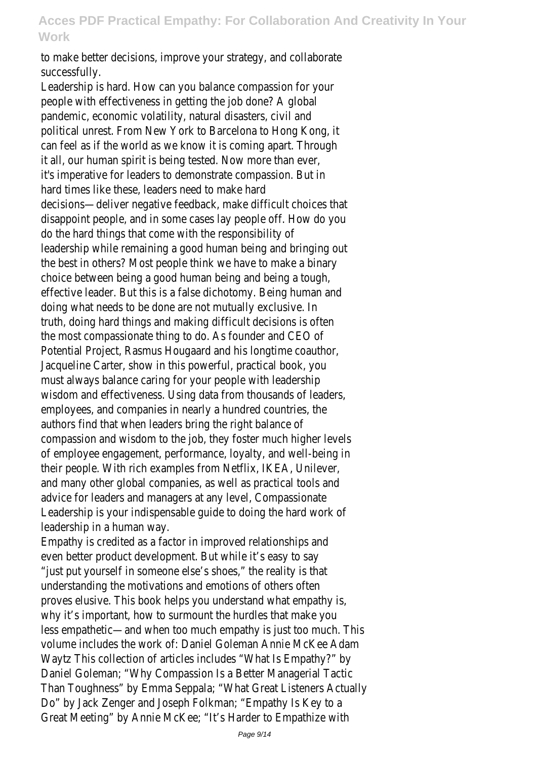to make better decisions, improve your strategy, and collaborate successfully.

Leadership is hard. How can you balance compassion for your people with effectiveness in getting the job done? A global pandemic, economic volatility, natural disasters, civil and political unrest. From New York to Barcelona to Hong Kong, it can feel as if the world as we know it is coming apart. Through it all, our human spirit is being tested. Now more than ever, it's imperative for leaders to demonstrate compassion. But in hard times like these, leaders need to make hard decisions—deliver negative feedback, make difficult choices that disappoint people, and in some cases lay people off. How do you do the hard things that come with the responsibility of leadership while remaining a good human being and bringing out the best in others? Most people think we have to make a binary choice between being a good human being and being a tough, effective leader. But this is a false dichotomy. Being human and doing what needs to be done are not mutually exclusive. In truth, doing hard things and making difficult decisions is often the most compassionate thing to do. As founder and CEO of Potential Project, Rasmus Hougaard and his longtime coauthor, Jacqueline Carter, show in this powerful, practical book, you must always balance caring for your people with leadership wisdom and effectiveness. Using data from thousands of leaders, employees, and companies in nearly a hundred countries, the authors find that when leaders bring the right balance of compassion and wisdom to the job, they foster much higher levels of employee engagement, performance, loyalty, and well-being in their people. With rich examples from Netflix, IKEA, Unilever, and many other global companies, as well as practical tools and advice for leaders and managers at any level, Compassionate Leadership is your indispensable guide to doing the hard work of leadership in a human way.

Empathy is credited as a factor in improved relationships and even better product development. But while it's easy to say "just put yourself in someone else's shoes," the reality is that understanding the motivations and emotions of others often proves elusive. This book helps you understand what empathy is, why it's important, how to surmount the hurdles that make you less empathetic—and when too much empathy is just too much. This volume includes the work of: Daniel Goleman Annie McKee Adam Waytz This collection of articles includes "What Is Empathy?" by Daniel Goleman; "Why Compassion Is a Better Managerial Tactic Than Toughness" by Emma Seppala; "What Great Listeners Actually Do" by Jack Zenger and Joseph Folkman; "Empathy Is Key to a Great Meeting" by Annie McKee; "It's Harder to Empathize with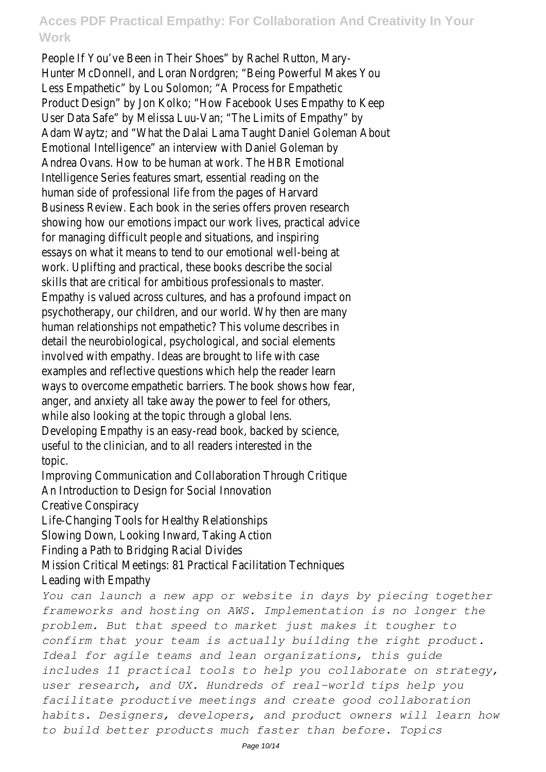People If You've Been in Their Shoes" by Rachel Rutton, Mary-Hunter McDonnell, and Loran Nordgren; "Being Powerful Makes You Less Empathetic" by Lou Solomon; "A Process for Empathetic Product Design" by Jon Kolko; "How Facebook Uses Empathy to Keep User Data Safe" by Melissa Luu-Van; "The Limits of Empathy" by Adam Waytz; and "What the Dalai Lama Taught Daniel Goleman About Emotional Intelligence" an interview with Daniel Goleman by Andrea Ovans. How to be human at work. The HBR Emotional Intelligence Series features smart, essential reading on the human side of professional life from the pages of Harvard Business Review. Each book in the series offers proven research showing how our emotions impact our work lives, practical advice for managing difficult people and situations, and inspiring essays on what it means to tend to our emotional well-being at work. Uplifting and practical, these books describe the social skills that are critical for ambitious professionals to master. Empathy is valued across cultures, and has a profound impact on psychotherapy, our children, and our world. Why then are many human relationships not empathetic? This volume describes in detail the neurobiological, psychological, and social elements involved with empathy. Ideas are brought to life with case examples and reflective questions which help the reader learn ways to overcome empathetic barriers. The book shows how fear, anger, and anxiety all take away the power to feel for others, while also looking at the topic through a global lens. Developing Empathy is an easy-read book, backed by science, useful to the clinician, and to all readers interested in the topic.

Improving Communication and Collaboration Through Critique
An Introduction to Design for Social Innovation
Creative Conspiracy
Life-Changing Tools for Healthy Relationships
Slowing Down, Looking Inward, Taking Action
Finding a Path to Bridging Racial Divides
Mission Critical Meetings: 81 Practical Facilitation Techniques
Leading with Empathy

*You can launch a new app or website in days by piecing together frameworks and hosting on AWS. Implementation is no longer the problem. But that speed to market just makes it tougher to confirm that your team is actually building the right product. Ideal for agile teams and lean organizations, this guide includes 11 practical tools to help you collaborate on strategy, user research, and UX. Hundreds of real-world tips help you facilitate productive meetings and create good collaboration habits. Designers, developers, and product owners will learn how to build better products much faster than before. Topics*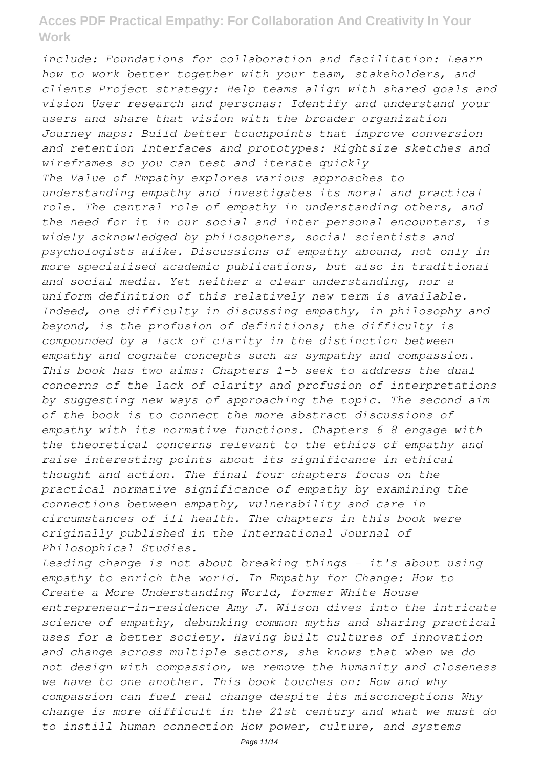*include: Foundations for collaboration and facilitation: Learn how to work better together with your team, stakeholders, and clients Project strategy: Help teams align with shared goals and vision User research and personas: Identify and understand your users and share that vision with the broader organization Journey maps: Build better touchpoints that improve conversion and retention Interfaces and prototypes: Rightsize sketches and wireframes so you can test and iterate quickly*

*The Value of Empathy explores various approaches to understanding empathy and investigates its moral and practical role. The central role of empathy in understanding others, and the need for it in our social and inter-personal encounters, is widely acknowledged by philosophers, social scientists and psychologists alike. Discussions of empathy abound, not only in more specialised academic publications, but also in traditional and social media. Yet neither a clear understanding, nor a uniform definition of this relatively new term is available. Indeed, one difficulty in discussing empathy, in philosophy and beyond, is the profusion of definitions; the difficulty is compounded by a lack of clarity in the distinction between empathy and cognate concepts such as sympathy and compassion. This book has two aims: Chapters 1-5 seek to address the dual concerns of the lack of clarity and profusion of interpretations by suggesting new ways of approaching the topic. The second aim of the book is to connect the more abstract discussions of empathy with its normative functions. Chapters 6-8 engage with the theoretical concerns relevant to the ethics of empathy and raise interesting points about its significance in ethical thought and action. The final four chapters focus on the practical normative significance of empathy by examining the connections between empathy, vulnerability and care in circumstances of ill health. The chapters in this book were originally published in the International Journal of Philosophical Studies.*

*Leading change is not about breaking things - it's about using empathy to enrich the world. In Empathy for Change: How to Create a More Understanding World, former White House entrepreneur-in-residence Amy J. Wilson dives into the intricate science of empathy, debunking common myths and sharing practical uses for a better society. Having built cultures of innovation and change across multiple sectors, she knows that when we do not design with compassion, we remove the humanity and closeness we have to one another. This book touches on: How and why compassion can fuel real change despite its misconceptions Why change is more difficult in the 21st century and what we must do to instill human connection How power, culture, and systems*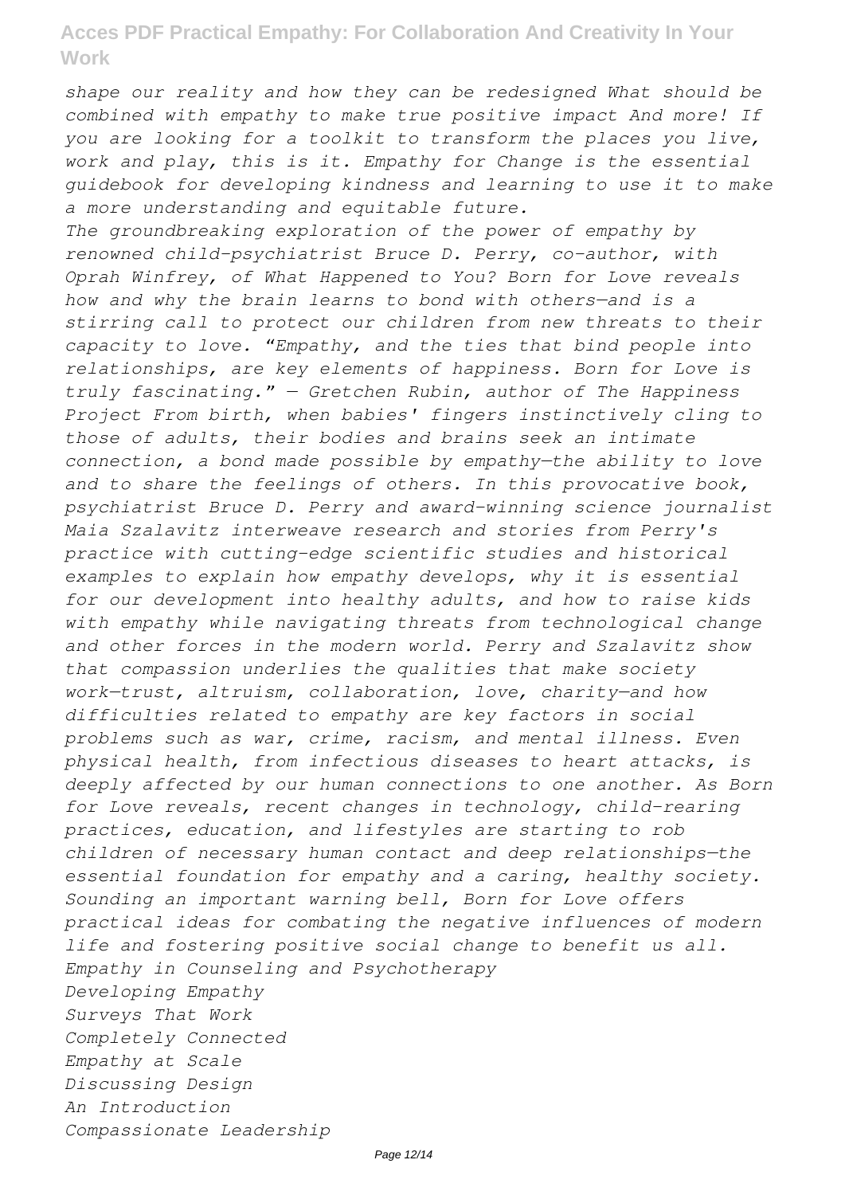*shape our reality and how they can be redesigned What should be combined with empathy to make true positive impact And more! If you are looking for a toolkit to transform the places you live, work and play, this is it. Empathy for Change is the essential guidebook for developing kindness and learning to use it to make a more understanding and equitable future.*

*The groundbreaking exploration of the power of empathy by renowned child-psychiatrist Bruce D. Perry, co-author, with Oprah Winfrey, of What Happened to You? Born for Love reveals how and why the brain learns to bond with others—and is a stirring call to protect our children from new threats to their capacity to love. "Empathy, and the ties that bind people into relationships, are key elements of happiness. Born for Love is truly fascinating." — Gretchen Rubin, author of The Happiness Project From birth, when babies' fingers instinctively cling to those of adults, their bodies and brains seek an intimate connection, a bond made possible by empathy—the ability to love and to share the feelings of others. In this provocative book, psychiatrist Bruce D. Perry and award-winning science journalist Maia Szalavitz interweave research and stories from Perry's practice with cutting-edge scientific studies and historical examples to explain how empathy develops, why it is essential for our development into healthy adults, and how to raise kids with empathy while navigating threats from technological change and other forces in the modern world. Perry and Szalavitz show that compassion underlies the qualities that make society work—trust, altruism, collaboration, love, charity—and how difficulties related to empathy are key factors in social problems such as war, crime, racism, and mental illness. Even physical health, from infectious diseases to heart attacks, is deeply affected by our human connections to one another. As Born for Love reveals, recent changes in technology, child-rearing practices, education, and lifestyles are starting to rob children of necessary human contact and deep relationships—the essential foundation for empathy and a caring, healthy society. Sounding an important warning bell, Born for Love offers practical ideas for combating the negative influences of modern life and fostering positive social change to benefit us all.*

*Empathy in Counseling and Psychotherapy*
*Developing Empathy*
*Surveys That Work*
*Completely Connected*
*Empathy at Scale*
*Discussing Design*
*An Introduction*
*Compassionate Leadership*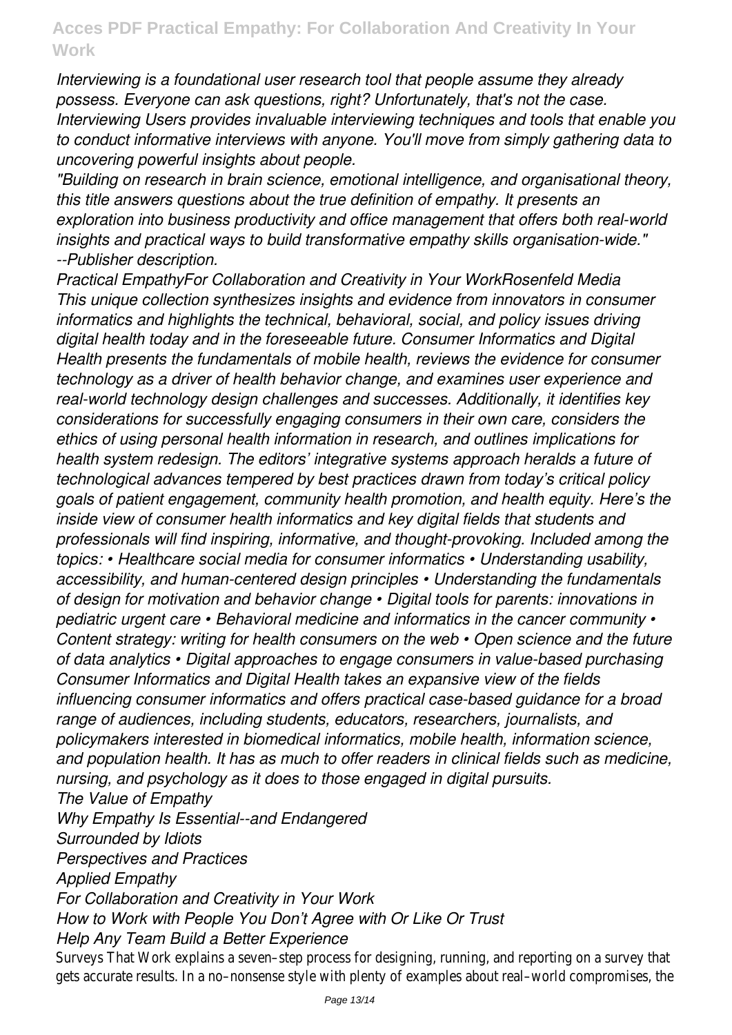*Interviewing is a foundational user research tool that people assume they already possess. Everyone can ask questions, right? Unfortunately, that's not the case. Interviewing Users provides invaluable interviewing techniques and tools that enable you to conduct informative interviews with anyone. You'll move from simply gathering data to uncovering powerful insights about people.*

*"Building on research in brain science, emotional intelligence, and organisational theory, this title answers questions about the true definition of empathy. It presents an exploration into business productivity and office management that offers both real-world insights and practical ways to build transformative empathy skills organisation-wide." --Publisher description.*

*Practical EmpathyFor Collaboration and Creativity in Your WorkRosenfeld Media*

*This unique collection synthesizes insights and evidence from innovators in consumer informatics and highlights the technical, behavioral, social, and policy issues driving digital health today and in the foreseeable future. Consumer Informatics and Digital Health presents the fundamentals of mobile health, reviews the evidence for consumer technology as a driver of health behavior change, and examines user experience and real-world technology design challenges and successes. Additionally, it identifies key considerations for successfully engaging consumers in their own care, considers the ethics of using personal health information in research, and outlines implications for health system redesign. The editors' integrative systems approach heralds a future of technological advances tempered by best practices drawn from today's critical policy goals of patient engagement, community health promotion, and health equity. Here's the inside view of consumer health informatics and key digital fields that students and professionals will find inspiring, informative, and thought-provoking. Included among the topics: • Healthcare social media for consumer informatics • Understanding usability, accessibility, and human-centered design principles • Understanding the fundamentals of design for motivation and behavior change • Digital tools for parents: innovations in pediatric urgent care • Behavioral medicine and informatics in the cancer community • Content strategy: writing for health consumers on the web • Open science and the future of data analytics • Digital approaches to engage consumers in value-based purchasing Consumer Informatics and Digital Health takes an expansive view of the fields influencing consumer informatics and offers practical case-based guidance for a broad range of audiences, including students, educators, researchers, journalists, and policymakers interested in biomedical informatics, mobile health, information science, and population health. It has as much to offer readers in clinical fields such as medicine, nursing, and psychology as it does to those engaged in digital pursuits.*

*The Value of Empathy*
*Why Empathy Is Essential--and Endangered*
*Surrounded by Idiots*
*Perspectives and Practices*
*Applied Empathy*
*For Collaboration and Creativity in Your Work*
*How to Work with People You Don't Agree with Or Like Or Trust*
*Help Any Team Build a Better Experience*

Surveys That Work explains a seven–step process for designing, running, and reporting on a survey that gets accurate results. In a no–nonsense style with plenty of examples about real–world compromises, the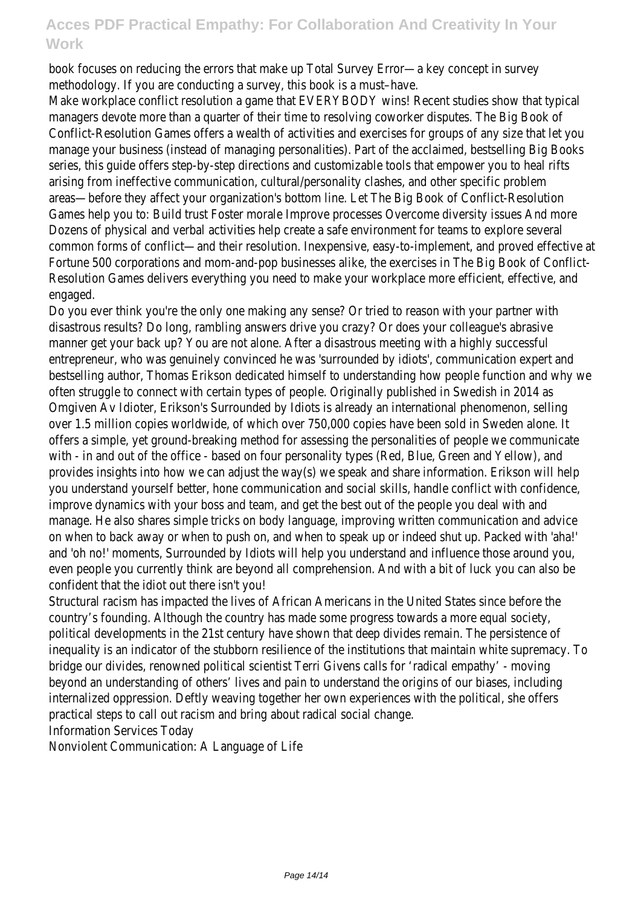book focuses on reducing the errors that make up Total Survey Error—a key concept in survey methodology. If you are conducting a survey, this book is a must–have.

Make workplace conflict resolution a game that EVERYBODY wins! Recent studies show that typical managers devote more than a quarter of their time to resolving coworker disputes. The Big Book of Conflict-Resolution Games offers a wealth of activities and exercises for groups of any size that let you manage your business (instead of managing personalities). Part of the acclaimed, bestselling Big Books series, this guide offers step-by-step directions and customizable tools that empower you to heal rifts arising from ineffective communication, cultural/personality clashes, and other specific problem areas—before they affect your organization's bottom line. Let The Big Book of Conflict-Resolution Games help you to: Build trust Foster morale Improve processes Overcome diversity issues And more Dozens of physical and verbal activities help create a safe environment for teams to explore several common forms of conflict—and their resolution. Inexpensive, easy-to-implement, and proved effective at Fortune 500 corporations and mom-and-pop businesses alike, the exercises in The Big Book of Conflict-Resolution Games delivers everything you need to make your workplace more efficient, effective, and engaged.

Do you ever think you're the only one making any sense? Or tried to reason with your partner with disastrous results? Do long, rambling answers drive you crazy? Or does your colleague's abrasive manner get your back up? You are not alone. After a disastrous meeting with a highly successful entrepreneur, who was genuinely convinced he was 'surrounded by idiots', communication expert and bestselling author, Thomas Erikson dedicated himself to understanding how people function and why we often struggle to connect with certain types of people. Originally published in Swedish in 2014 as Omgiven Av Idioter, Erikson's Surrounded by Idiots is already an international phenomenon, selling over 1.5 million copies worldwide, of which over 750,000 copies have been sold in Sweden alone. It offers a simple, yet ground-breaking method for assessing the personalities of people we communicate with - in and out of the office - based on four personality types (Red, Blue, Green and Yellow), and provides insights into how we can adjust the way(s) we speak and share information. Erikson will help you understand yourself better, hone communication and social skills, handle conflict with confidence, improve dynamics with your boss and team, and get the best out of the people you deal with and manage. He also shares simple tricks on body language, improving written communication and advice on when to back away or when to push on, and when to speak up or indeed shut up. Packed with 'aha!' and 'oh no!' moments, Surrounded by Idiots will help you understand and influence those around you, even people you currently think are beyond all comprehension. And with a bit of luck you can also be confident that the idiot out there isn't you!

Structural racism has impacted the lives of African Americans in the United States since before the country's founding. Although the country has made some progress towards a more equal society, political developments in the 21st century have shown that deep divides remain. The persistence of inequality is an indicator of the stubborn resilience of the institutions that maintain white supremacy. To bridge our divides, renowned political scientist Terri Givens calls for 'radical empathy' - moving beyond an understanding of others' lives and pain to understand the origins of our biases, including internalized oppression. Deftly weaving together her own experiences with the political, she offers practical steps to call out racism and bring about radical social change.

Information Services Today

Nonviolent Communication: A Language of Life